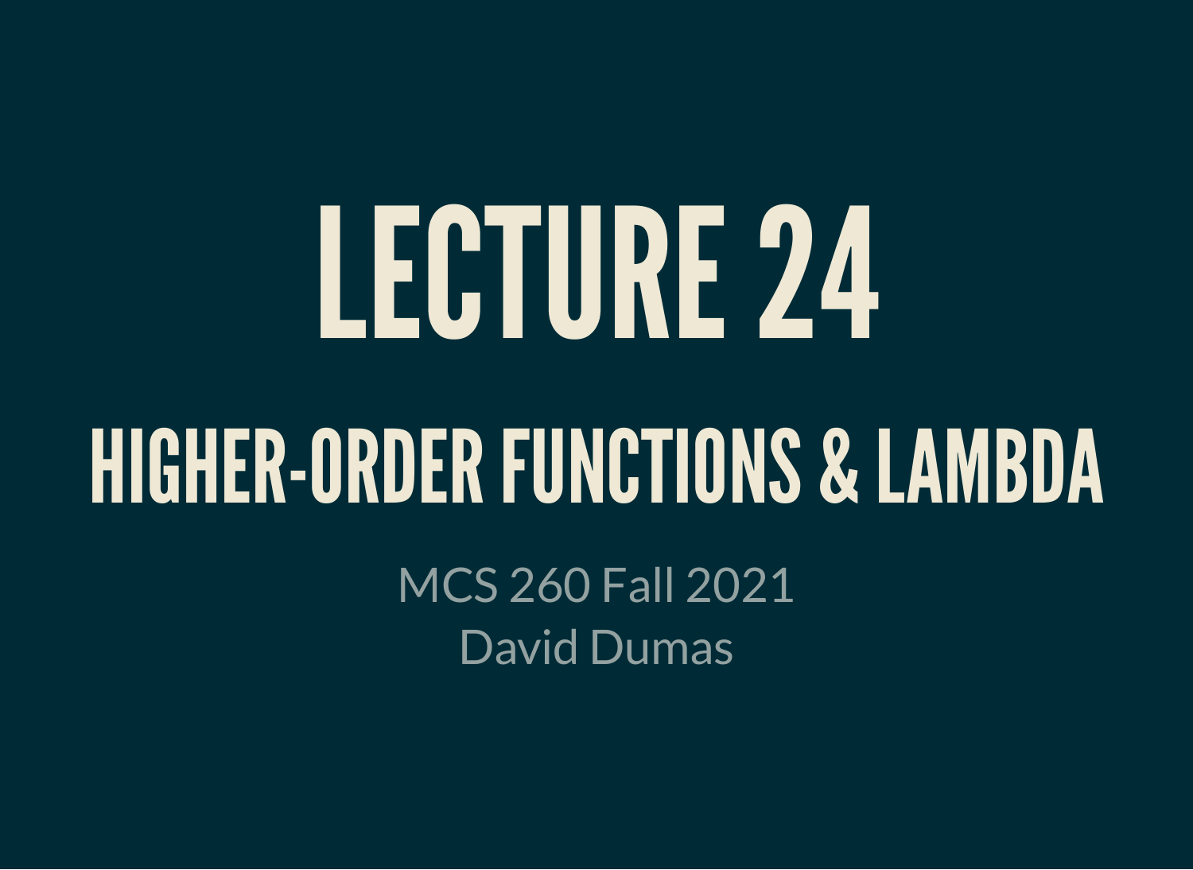# LECTURE 24

## HIGHER-ORDER FUNCTIONS & LAMBDA

MCS 260 Fall 2021

David Dumas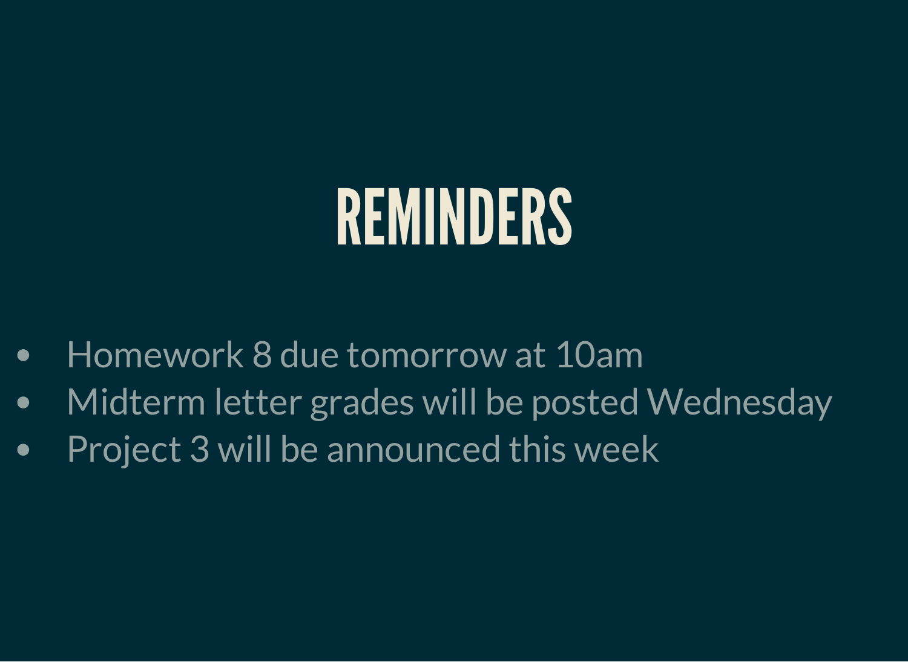# REMINDERS

- Homework 8 due tomorrow at 10am
- Midterm letter grades will be posted Wednesday
- Project 3 will be announced this week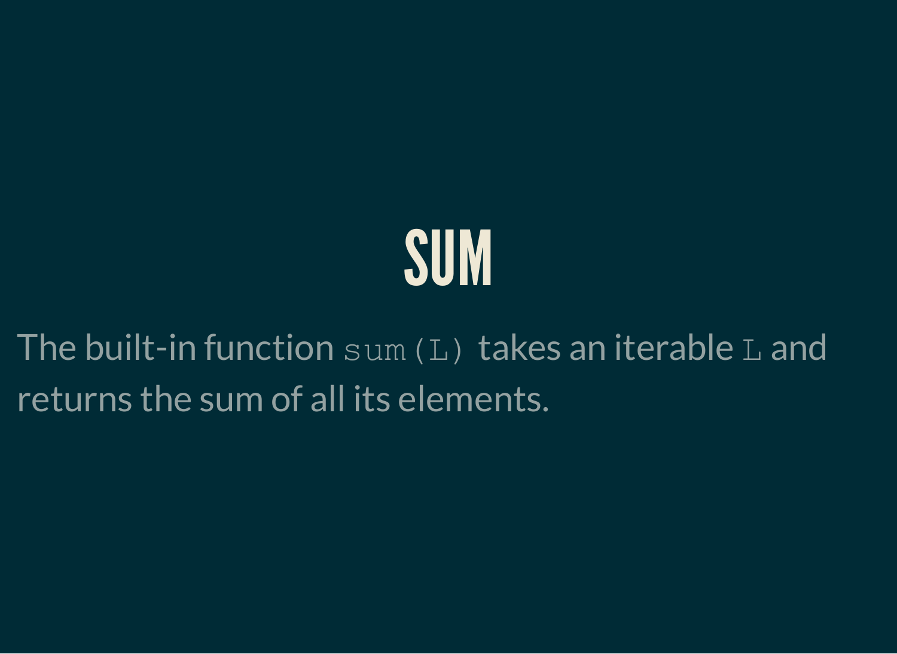# SUM

The built-in function `sum(L)` takes an iterable `L` and returns the sum of all its elements.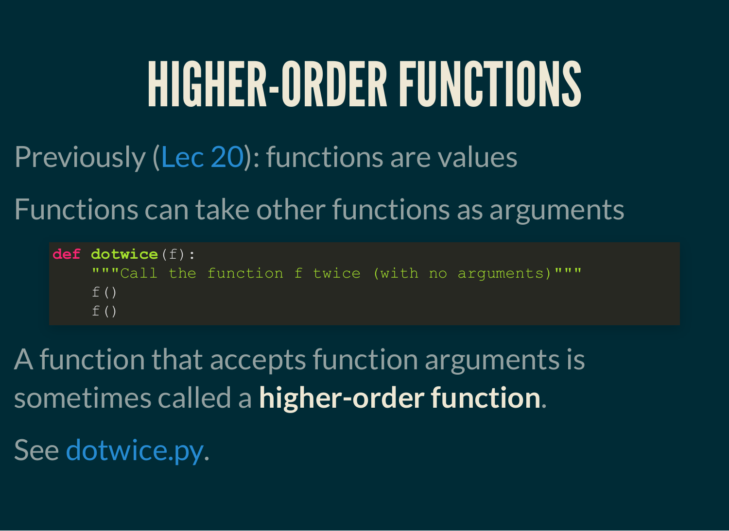# HIGHER-ORDER FUNCTIONS

Previously (Lec 20): functions are values

Functions can take other functions as arguments

```
def dotwice(f):
    """Call the function f twice (with no arguments)"""
    f()
    f()
```

A function that accepts function arguments is sometimes called a **higher-order function**.

See dotwice.py.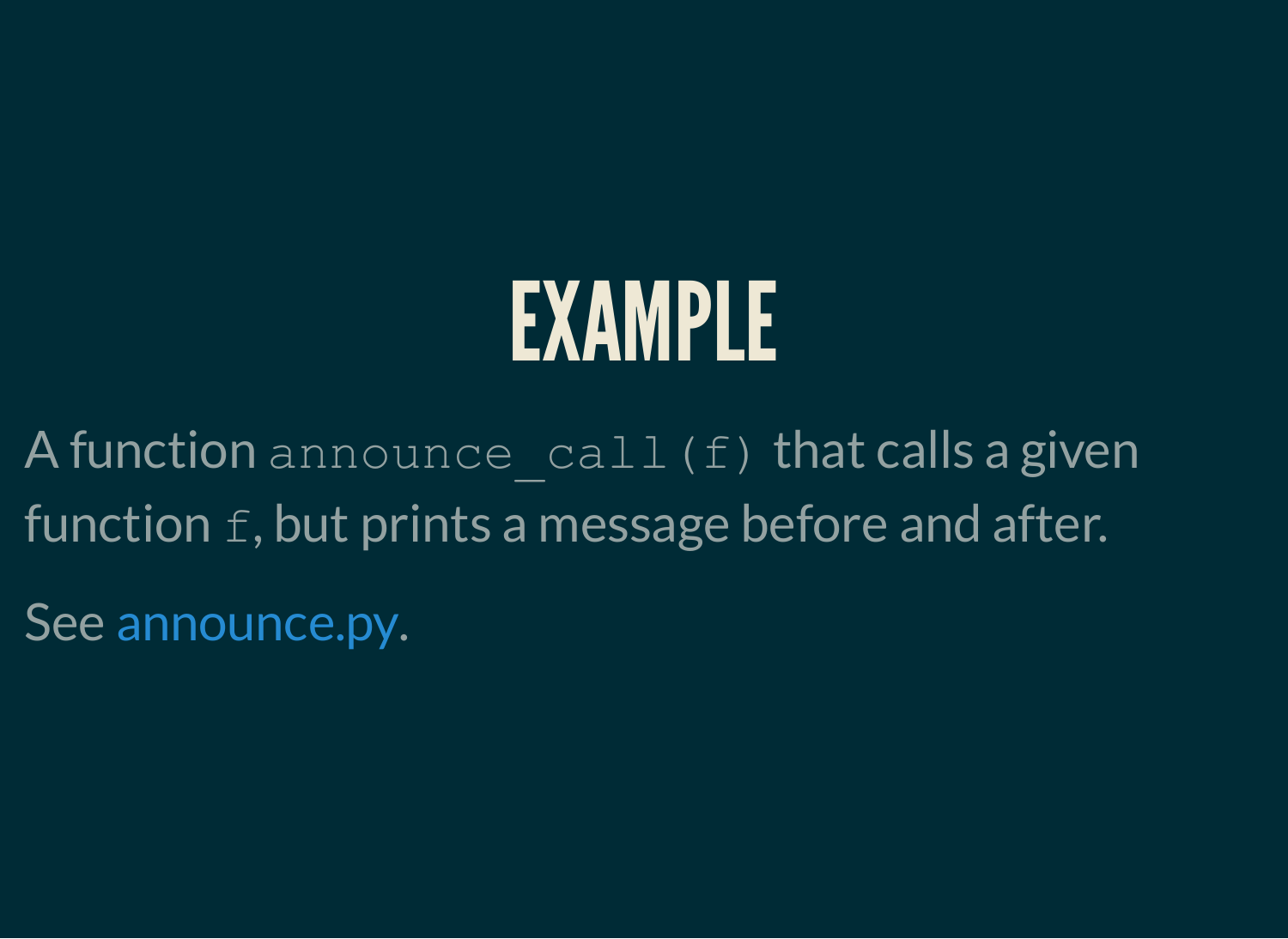# EXAMPLE

A function `announce_call(f)` that calls a given function `f`, but prints a message before and after.

See [announce.py](announce.py).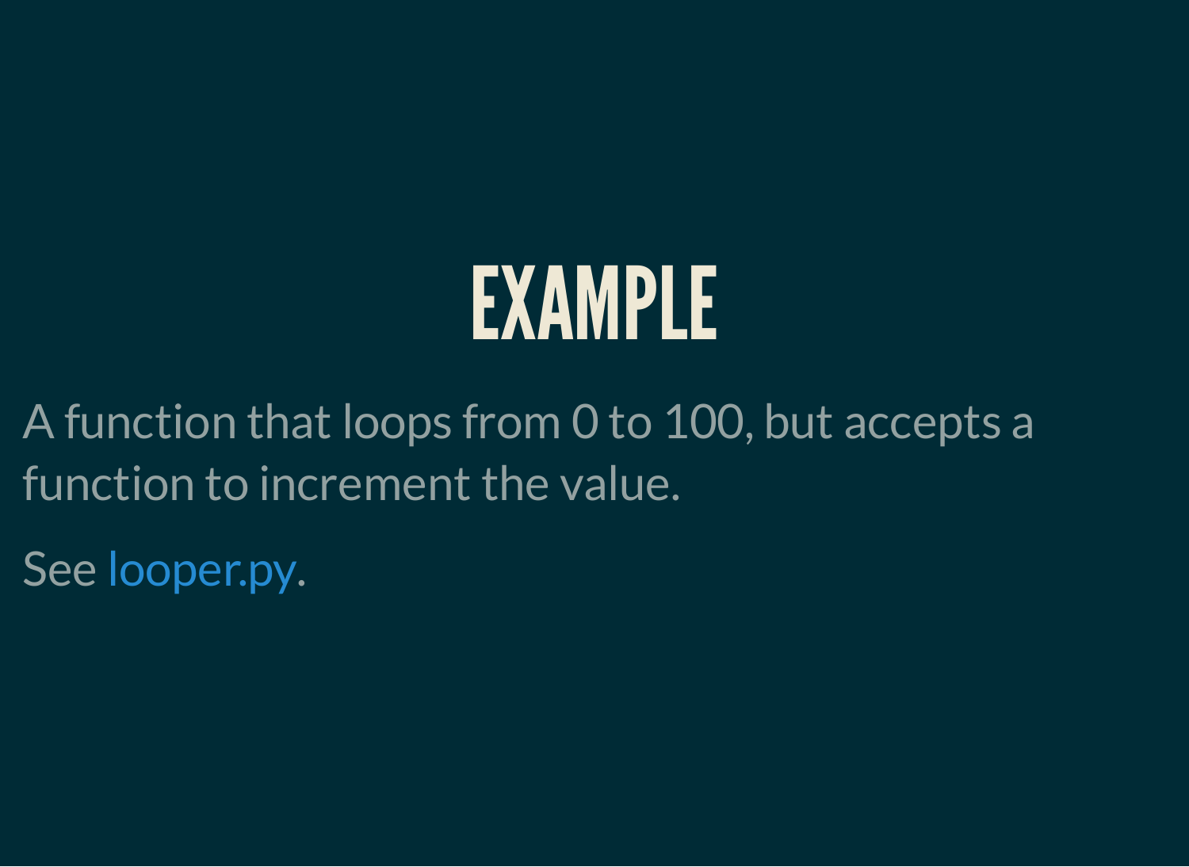# EXAMPLE

A function that loops from 0 to 100, but accepts a function to increment the value.

See looper.py.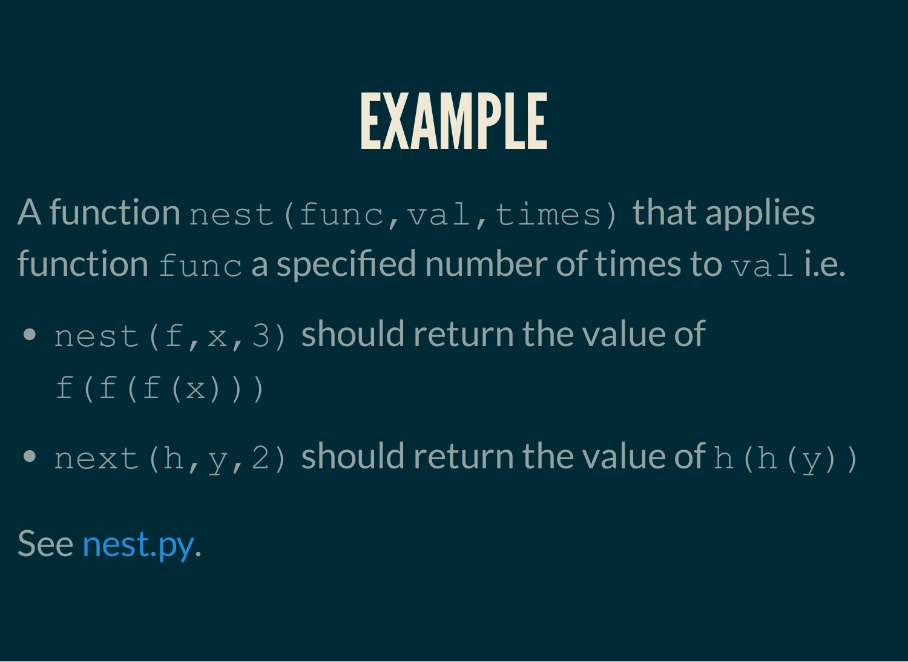# EXAMPLE

A function `nest(func,val,times)` that applies function `func` a specified number of times to `val` i.e.

- `nest(f,x,3)` should return the value of `f(f(f(x)))`
- `next(h,y,2)` should return the value of `h(h(y))`

See nest.py.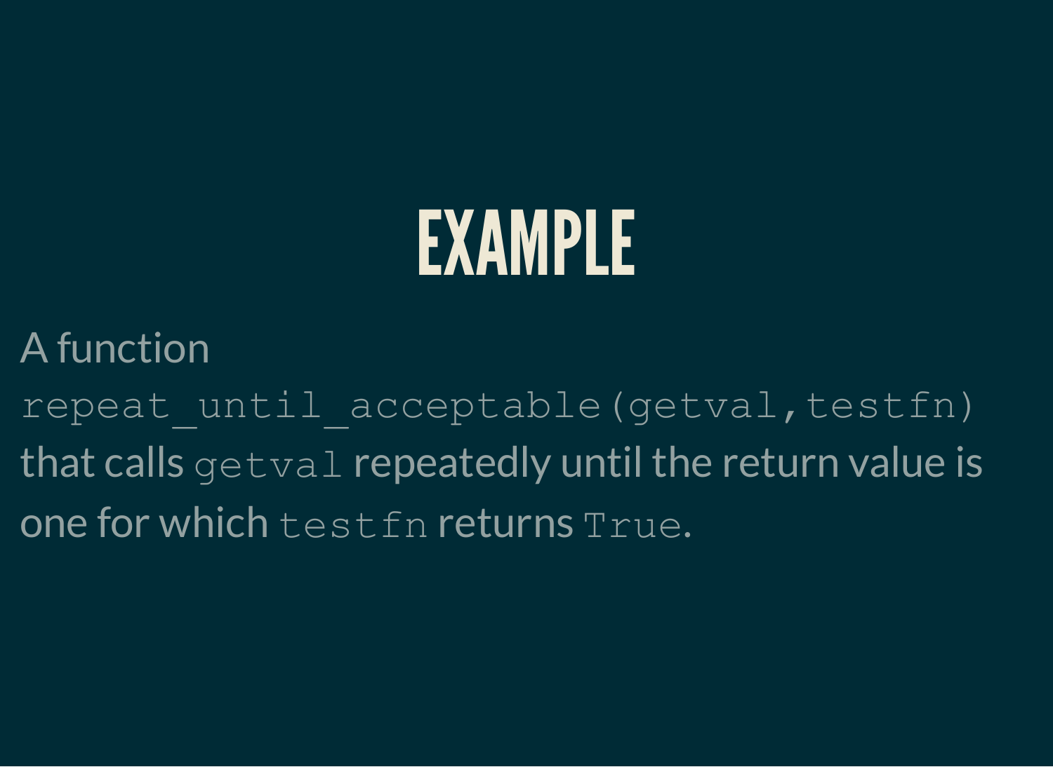# EXAMPLE

A function `repeat_until_acceptable(getval,testfn)` that calls `getval` repeatedly until the return value is one for which `testfn` returns `True`.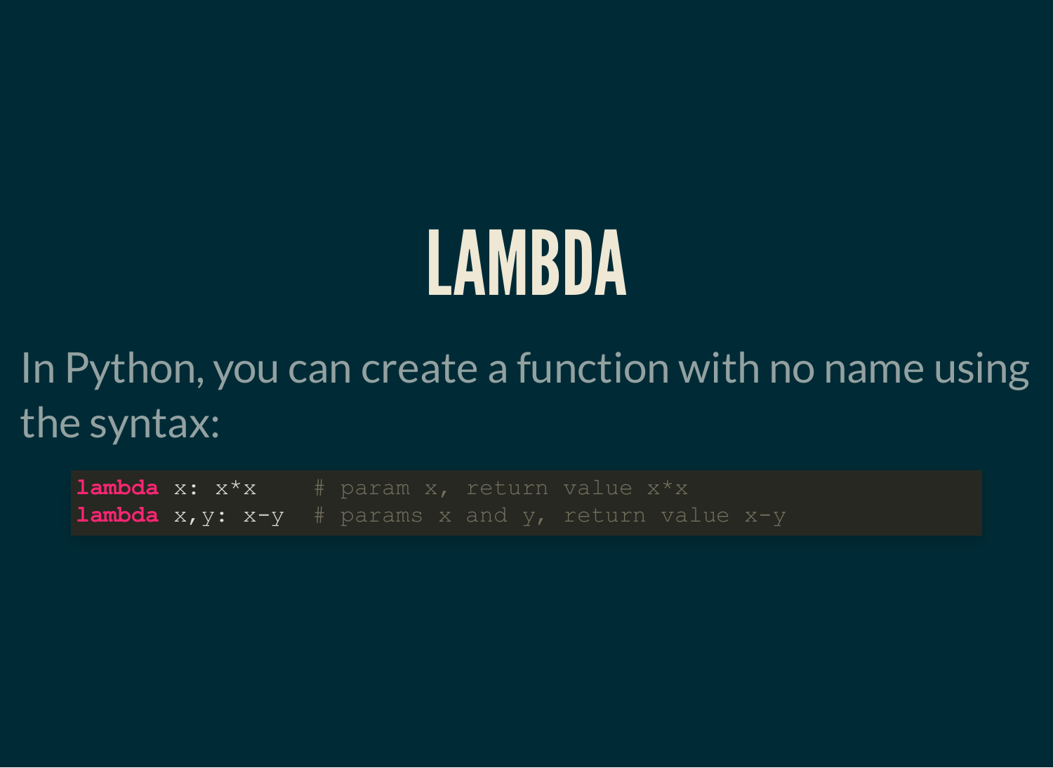# LAMBDA

In Python, you can create a function with no name using the syntax:

```
lambda x: x*x     # param x, return value x*x
lambda x,y: x-y   # params x and y, return value x-y
```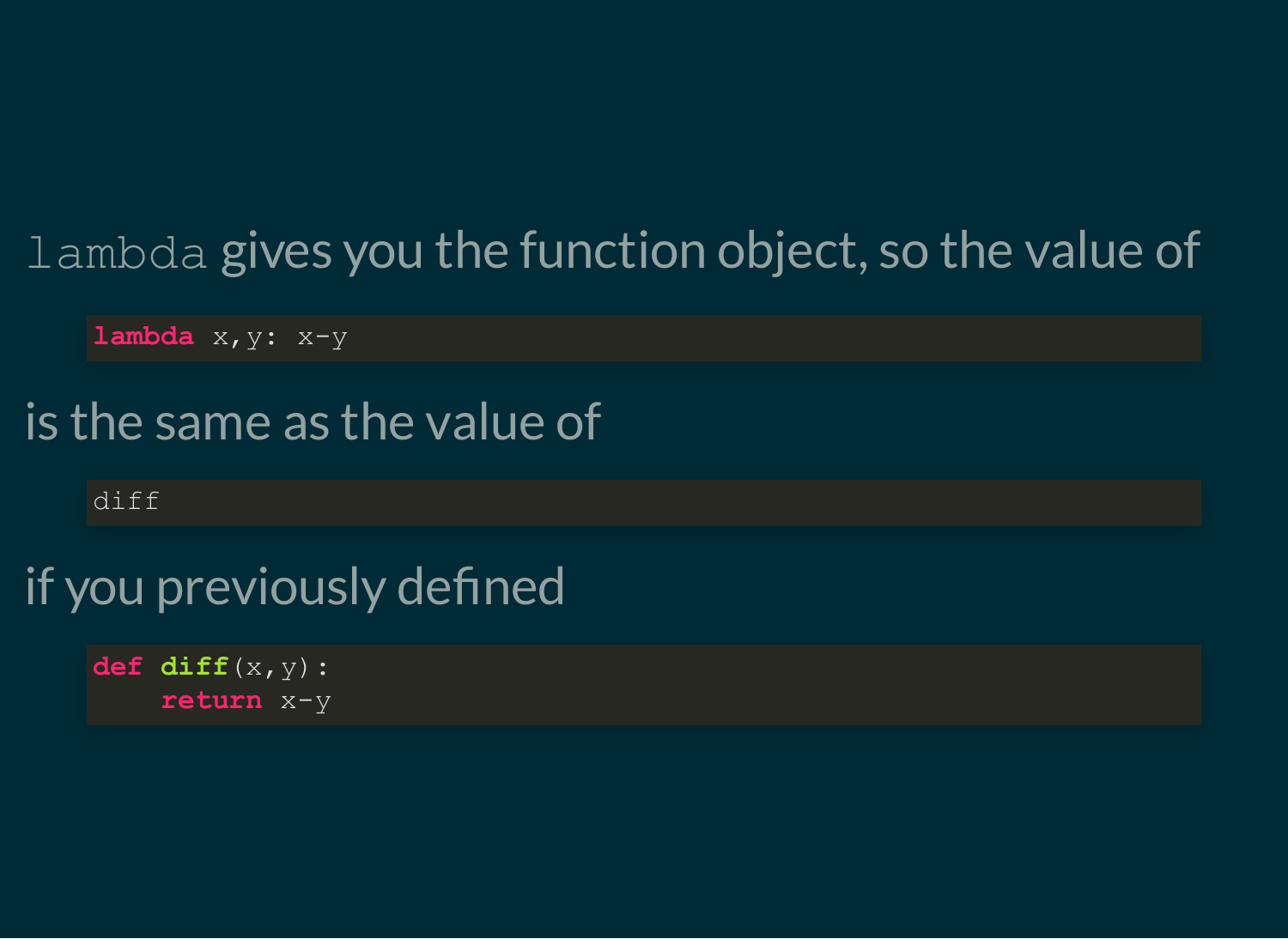`lambda` gives you the function object, so the value of

```
lambda x,y: x-y
```

is the same as the value of

```
diff
```

if you previously defined

```
def diff(x,y):
    return x-y
```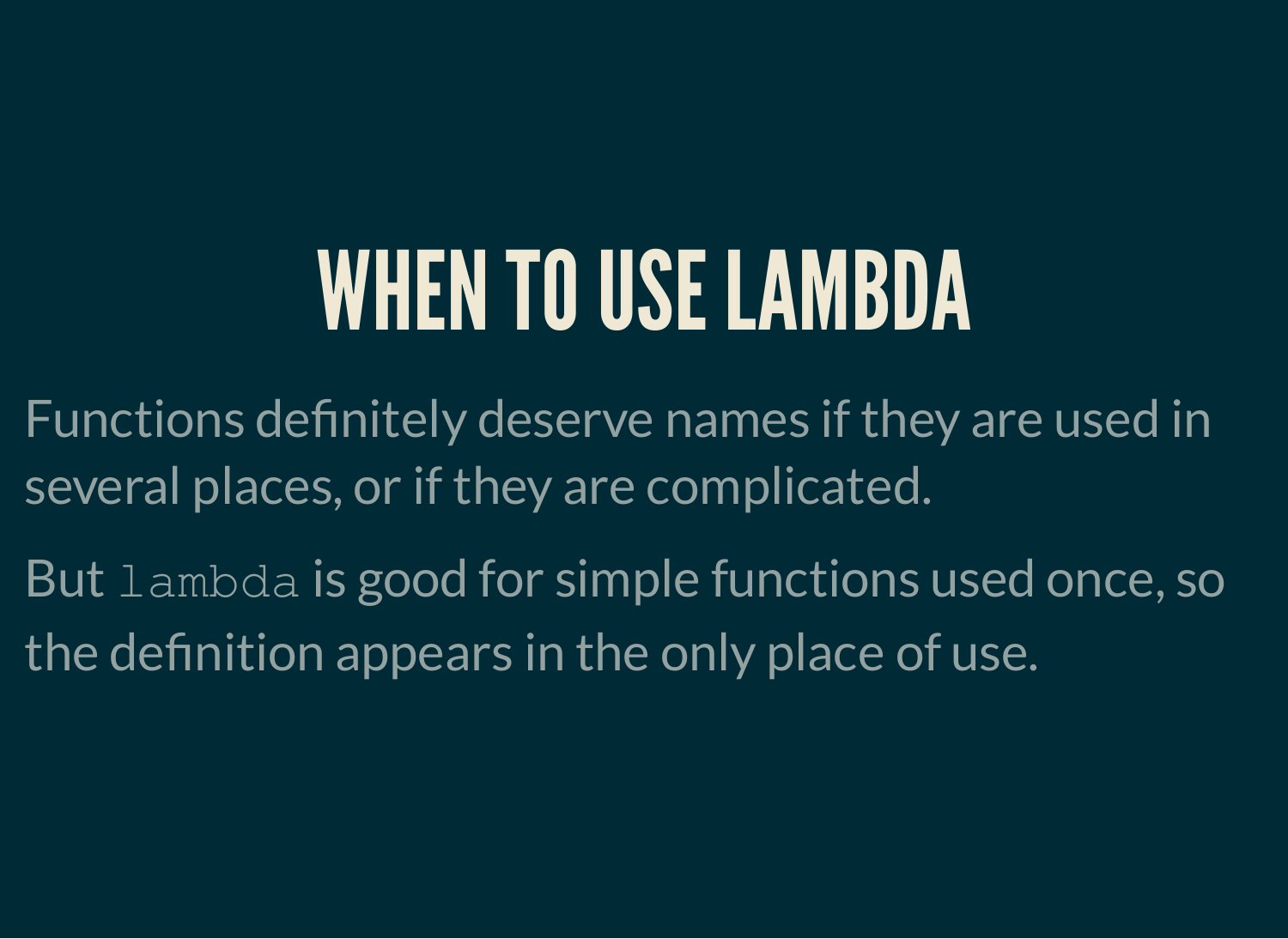# WHEN TO USE LAMBDA

Functions definitely deserve names if they are used in several places, or if they are complicated.

But `lambda` is good for simple functions used once, so the definition appears in the only place of use.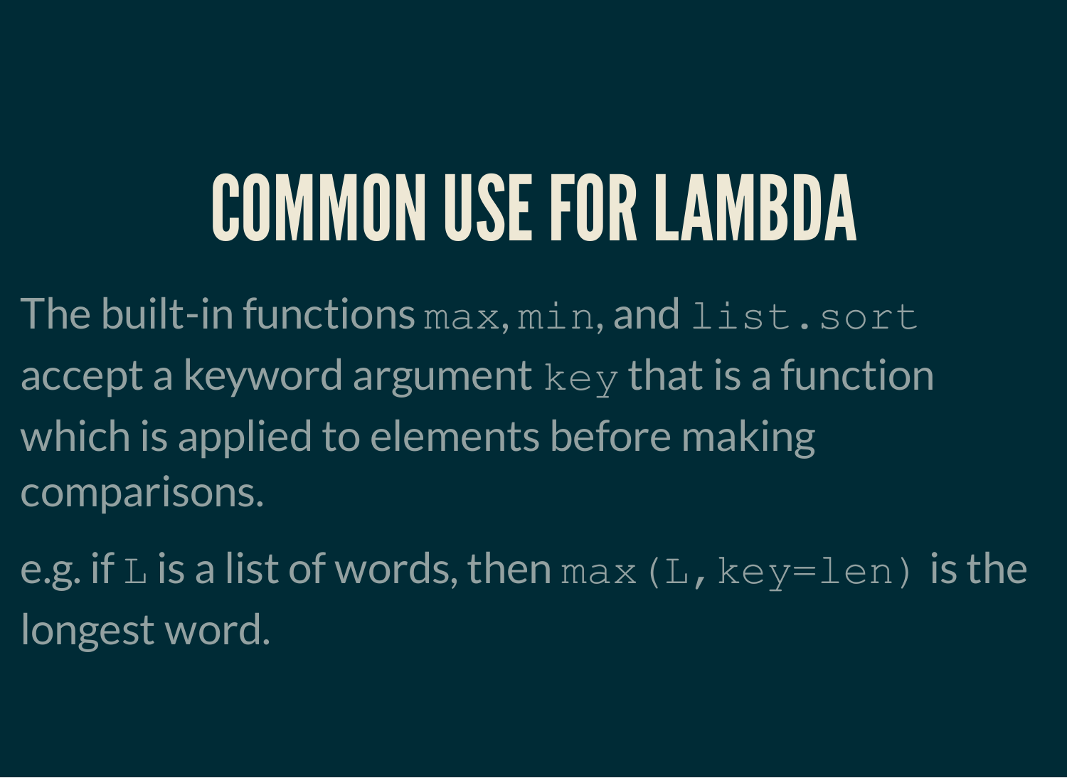# COMMON USE FOR LAMBDA

The built-in functions `max`, `min`, and `list.sort` accept a keyword argument `key` that is a function which is applied to elements before making comparisons.

e.g. if `L` is a list of words, then `max(L, key=len)` is the longest word.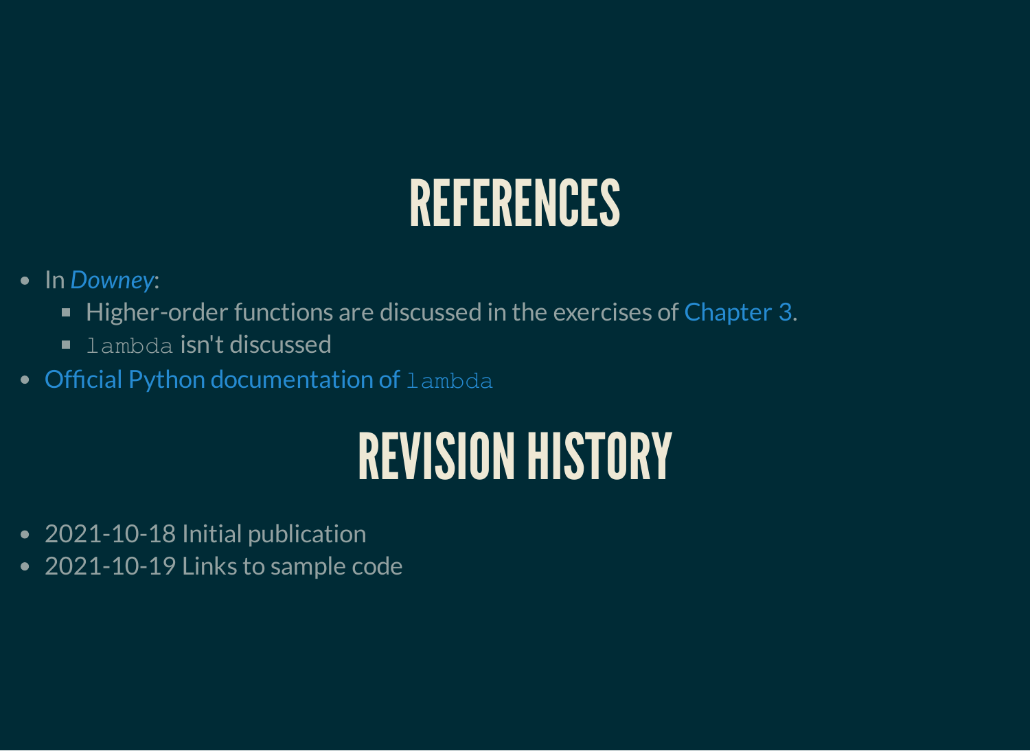# REFERENCES

- In *Downey*:
  - Higher-order functions are discussed in the exercises of Chapter 3.
  - `lambda` isn't discussed
- Official Python documentation of `lambda`

# REVISION HISTORY

- 2021-10-18 Initial publication
- 2021-10-19 Links to sample code